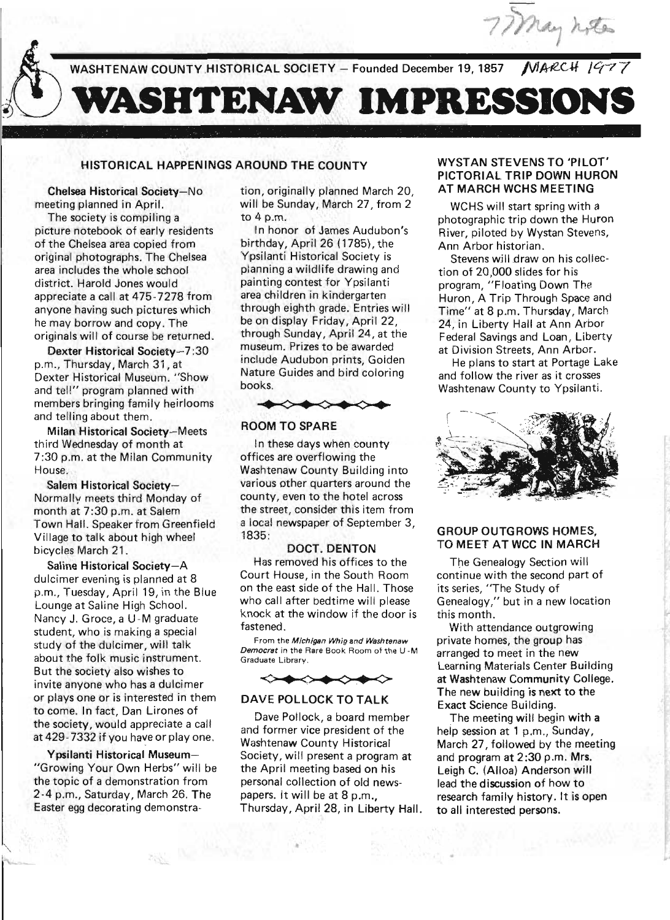77 May Lite

WASHTENAW COUNTY HISTORICAL SOCIETY – Founded December 19, 1857 MARCH 1977

# WASHTENAW IMPRESSIONS

## HISTORICAL HAPPENINGS AROUND THE COUNTY

**Chelsea Historical Society**—No meeting planned in April.

The society is compiling a picture notebook of early residents of the Chelsea area copied from original photographs. The Chelsea area includes the whole school district. Harold Jones would appreciate a call at 475-7278 from anyone having such pictures which he may borrow and copy. The originals will of course be returned.

**Dexter Historical Society**—7:30 p.m., Thursday, March 31, at Dexter Historical Museum. "Show and tell" program planned with members bringing family heirlooms and telling about them.

**Milan Historical Society**—Meets third Wednesday of month at 7:30 p.m. at the Milan Community House.

**Salem Historical Society**—Normally meets third Monday of month at 7:30 p.m. at Salem Town Hall. Speaker from Greenfield Village to talk about high wheel bicycles March 21.

**Saline Historical Society**—A dulcimer evening is planned at 8 p.m., Tuesday, April 19, in the Blue Lounge at Saline High School. Nancy J. Groce, a U-M graduate student, who is making a special study of the dulcimer, will talk about the folk music instrument. But the society also wishes to invite anyone who has a dulcimer or plays one or is interested in them to come. In fact, Dan Lirones of the society, would appreciate a call at 429-7332 if you have or play one.

**Ypsilanti Historical Museum**—"Growing Your Own Herbs" will be the topic of a demonstration from 2-4 p.m., Saturday, March 26. The Easter egg decorating demonstration, originally planned March 20, will be Sunday, March 27, from 2 to 4 p.m.

In honor of James Audubon's birthday, April 26 (1785), the Ypsilanti Historical Society is planning a wildlife drawing and painting contest for Ypsilanti area children in kindergarten through eighth grade. Entries will be on display Friday, April 22, through Sunday, April 24, at the museum. Prizes to be awarded include Audubon prints, Golden Nature Guides and bird coloring books.

## ROOM TO SPARE

In these days when county offices are overflowing the Washtenaw County Building into various other quarters around the county, even to the hotel across the street, consider this item from a local newspaper of September 3, 1835:

### DOCT. DENTON

Has removed his offices to the Court House, in the South Room on the east side of the Hall. Those who call after bedtime will please knock at the window if the door is fastened.

From the *Michigan Whig and Washtenaw Democrat* in the Rare Book Room of the U-M Graduate Library.

## DAVE POLLOCK TO TALK

Dave Pollock, a board member and former vice president of the Washtenaw County Historical Society, will present a program at the April meeting based on his personal collection of old newspapers. It will be at 8 p.m., Thursday, April 28, in Liberty Hall.

## WYSTAN STEVENS TO 'PILOT' PICTORIAL TRIP DOWN HURON AT MARCH WCHS MEETING

WCHS will start spring with a photographic trip down the Huron River, piloted by Wystan Stevens, Ann Arbor historian.

Stevens will draw on his collection of 20,000 slides for his program, "Floating Down The Huron, A Trip Through Space and Time" at 8 p.m. Thursday, March 24, in Liberty Hall at Ann Arbor Federal Savings and Loan, Liberty at Division Streets, Ann Arbor.

He plans to start at Portage Lake and follow the river as it crosses Washtenaw County to Ypsilanti.

## GROUP OUTGROWS HOMES, TO MEET AT WCC IN MARCH

The Genealogy Section will continue with the second part of its series, "The Study of Genealogy," but in a new location this month.

With attendance outgrowing private homes, the group has arranged to meet in the new Learning Materials Center Building at Washtenaw Community College. The new building is next to the Exact Science Building.

The meeting will begin with a help session at 1 p.m., Sunday, March 27, followed by the meeting and program at 2:30 p.m. Mrs. Leigh C. (Alloa) Anderson will lead the discussion of how to research family history. It is open to all interested persons.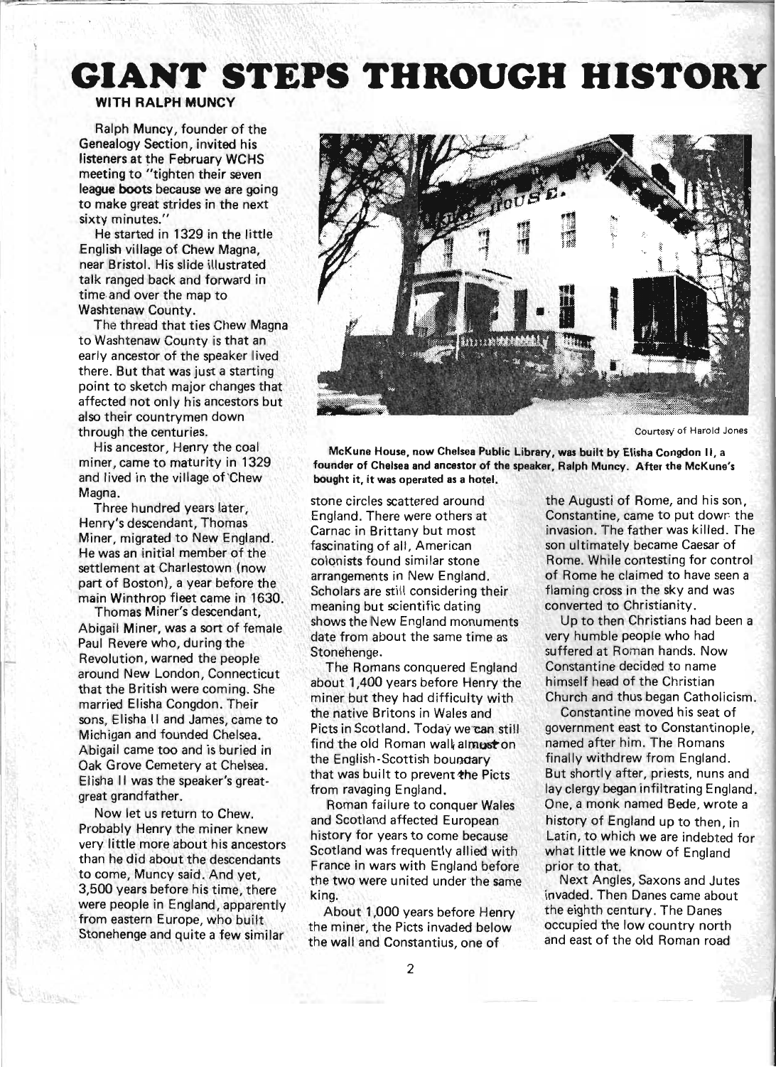# GIANT STEPS THROUGH HISTORY

**WITH RALPH MUNCY**

Ralph Muncy, founder of the Genealogy Section, invited his listeners at the February WCHS meeting to "tighten their seven league boots because we are going to make great strides in the next sixty minutes."

He started in 1329 in the little English village of Chew Magna, near Bristol. His slide illustrated talk ranged back and forward in time and over the map to Washtenaw County.

The thread that ties Chew Magna to Washtenaw County is that an early ancestor of the speaker lived there. But that was just a starting point to sketch major changes that affected not only his ancestors but also their countrymen down through the centuries.

His ancestor, Henry the coal miner, came to maturity in 1329 and lived in the village of Chew Magna.

Three hundred years later, Henry's descendant, Thomas Miner, migrated to New England. He was an initial member of the settlement at Charlestown (now part of Boston), a year before the main Winthrop fleet came in 1630.

Thomas Miner's descendant, Abigail Miner, was a sort of female Paul Revere who, during the Revolution, warned the people around New London, Connecticut that the British were coming. She married Elisha Congdon. Their sons, Elisha II and James, came to Michigan and founded Chelsea. Abigail came too and is buried in Oak Grove Cemetery at Chelsea. Elisha II was the speaker's great-great grandfather.

Now let us return to Chew. Probably Henry the miner knew very little more about his ancestors than he did about the descendants to come, Muncy said. And yet, 3,500 years before his time, there were people in England, apparently from eastern Europe, who built Stonehenge and quite a few similar stone circles scattered around England. There were others at Carnac in Brittany but most fascinating of all, American colonists found similar stone arrangements in New England. Scholars are still considering their meaning but scientific dating shows the New England monuments date from about the same time as Stonehenge.

Courtesy of Harold Jones

**McKune House, now Chelsea Public Library, was built by Elisha Congdon II, a founder of Chelsea and ancestor of the speaker, Ralph Muncy. After the McKune's bought it, it was operated as a hotel.**

The Romans conquered England about 1,400 years before Henry the miner but they had difficulty with the native Britons in Wales and Picts in Scotland. Today we can still find the old Roman wall almost on the English-Scottish boundary that was built to prevent the Picts from ravaging England.

Roman failure to conquer Wales and Scotland affected European history for years to come because Scotland was frequently allied with France in wars with England before the two were united under the same king.

About 1,000 years before Henry the miner, the Picts invaded below the wall and Constantius, one of the Augusti of Rome, and his son, Constantine, came to put down the invasion. The father was killed. The son ultimately became Caesar of Rome. While contesting for control of Rome he claimed to have seen a flaming cross in the sky and was converted to Christianity.

Up to then Christians had been a very humble people who had suffered at Roman hands. Now Constantine decided to name himself head of the Christian Church and thus began Catholicism.

Constantine moved his seat of government east to Constantinople, named after him. The Romans finally withdrew from England. But shortly after, priests, nuns and lay clergy began infiltrating England. One, a monk named Bede, wrote a history of England up to then, in Latin, to which we are indebted for what little we know of England prior to that.

Next Angles, Saxons and Jutes invaded. Then Danes came about the eighth century. The Danes occupied the low country north and east of the old Roman road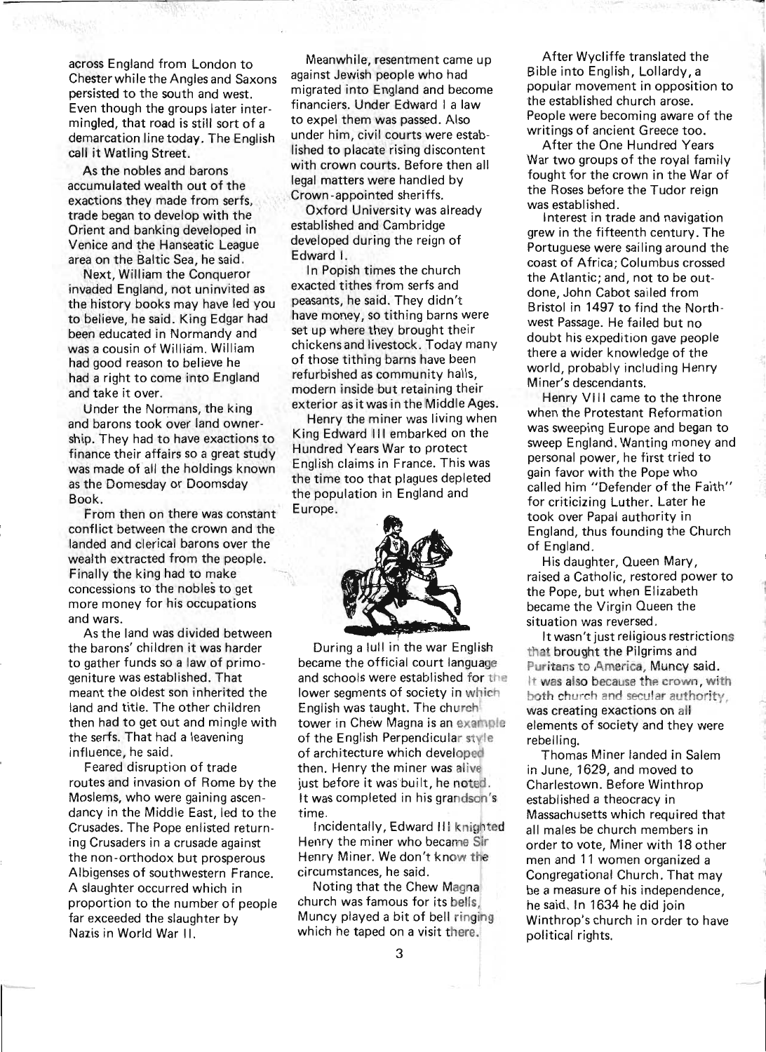across England from London to Chester while the Angles and Saxons persisted to the south and west. Even though the groups later intermingled, that road is still sort of a demarcation line today. The English call it Watling Street.

As the nobles and barons accumulated wealth out of the exactions they made from serfs, trade began to develop with the Orient and banking developed in Venice and the Hanseatic League area on the Baltic Sea, he said.

Next, William the Conqueror invaded England, not uninvited as the history books may have led you to believe, he said. King Edgar had been educated in Normandy and was a cousin of William. William had good reason to believe he had a right to come into England and take it over.

Under the Normans, the king and barons took over land ownership. They had to have exactions to finance their affairs so a great study was made of all the holdings known as the Domesday or Doomsday Book.

From then on there was constant conflict between the crown and the landed and clerical barons over the wealth extracted from the people. Finally the king had to make concessions to the nobles to get more money for his occupations and wars.

As the land was divided between the barons' children it was harder to gather funds so a law of primogeniture was established. That meant the oldest son inherited the land and title. The other children then had to get out and mingle with the serfs. That had a leavening influence, he said.

Feared disruption of trade routes and invasion of Rome by the Moslems, who were gaining ascendancy in the Middle East, led to the Crusades. The Pope enlisted returning Crusaders in a crusade against the non-orthodox but prosperous Albigenses of southwestern France. A slaughter occurred which in proportion to the number of people far exceeded the slaughter by Nazis in World War II.

Meanwhile, resentment came up against Jewish people who had migrated into England and become financiers. Under Edward I a law to expel them was passed. Also under him, civil courts were established to placate rising discontent with crown courts. Before then all legal matters were handled by Crown-appointed sheriffs.

Oxford University was already established and Cambridge developed during the reign of Edward I.

In Popish times the church exacted tithes from serfs and peasants, he said. They didn't have money, so tithing barns were set up where they brought their chickens and livestock. Today many of those tithing barns have been refurbished as community halls, modern inside but retaining their exterior as it was in the Middle Ages.

Henry the miner was living when King Edward III embarked on the Hundred Years War to protect English claims in France. This was the time too that plagues depleted the population in England and Europe.

During a lull in the war English became the official court language and schools were established for the lower segments of society in which English was taught. The church tower in Chew Magna is an example of the English Perpendicular style of architecture which developed then. Henry the miner was alive just before it was built, he noted. It was completed in his grandson's time.

Incidentally, Edward III knighted Henry the miner who became Sir Henry Miner. We don't know the circumstances, he said.

Noting that the Chew Magna church was famous for its bells, Muncy played a bit of bell ringing which he taped on a visit there.

After Wycliffe translated the Bible into English, Lollardy, a popular movement in opposition to the established church arose. People were becoming aware of the writings of ancient Greece too.

After the One Hundred Years War two groups of the royal family fought for the crown in the War of the Roses before the Tudor reign was established.

Interest in trade and navigation grew in the fifteenth century. The Portuguese were sailing around the coast of Africa; Columbus crossed the Atlantic; and, not to be outdone, John Cabot sailed from Bristol in 1497 to find the Northwest Passage. He failed but no doubt his expedition gave people there a wider knowledge of the world, probably including Henry Miner's descendants.

Henry VIII came to the throne when the Protestant Reformation was sweeping Europe and began to sweep England. Wanting money and personal power, he first tried to gain favor with the Pope who called him "Defender of the Faith" for criticizing Luther. Later he took over Papal authority in England, thus founding the Church of England.

His daughter, Queen Mary, raised a Catholic, restored power to the Pope, but when Elizabeth became the Virgin Queen the situation was reversed.

It wasn't just religious restrictions that brought the Pilgrims and Puritans to America, Muncy said. It was also because the crown, with both church and secular authority, was creating exactions on all elements of society and they were rebelling.

Thomas Miner landed in Salem in June, 1629, and moved to Charlestown. Before Winthrop established a theocracy in Massachusetts which required that all males be church members in order to vote, Miner with 18 other men and 11 women organized a Congregational Church. That may be a measure of his independence, he said. In 1634 he did join Winthrop's church in order to have political rights.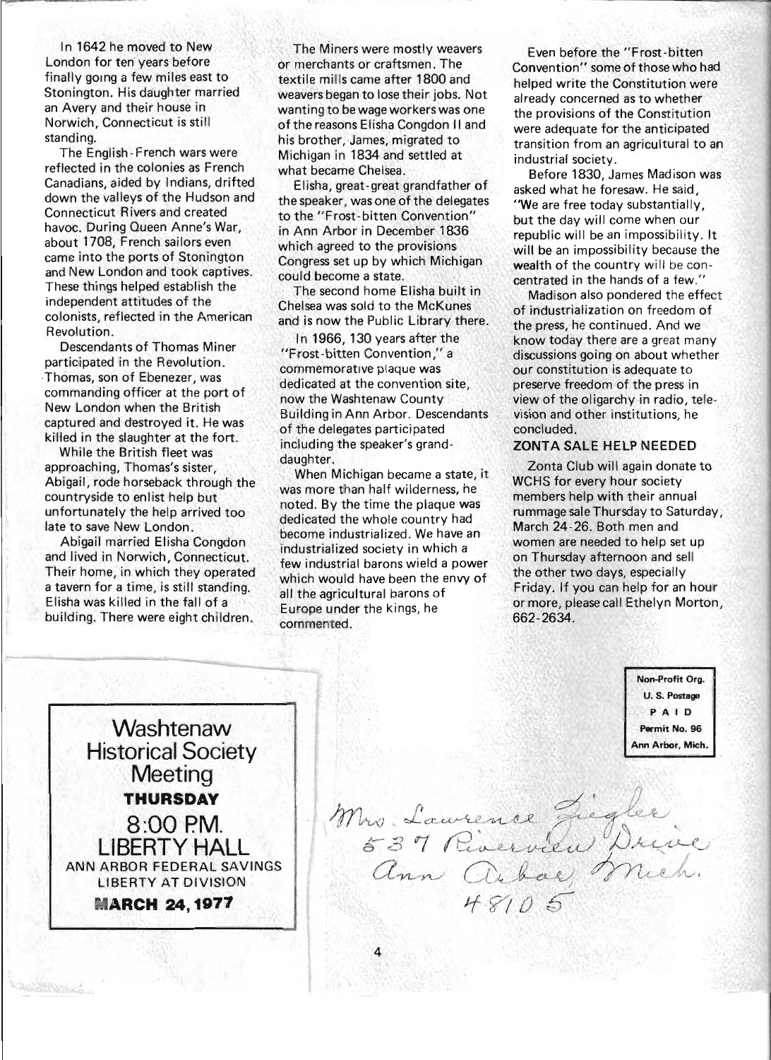In 1642 he moved to New London for ten years before finally going a few miles east to Stonington. His daughter married an Avery and their house in Norwich, Connecticut is still standing.

The English-French wars were reflected in the colonies as French Canadians, aided by Indians, drifted down the valleys of the Hudson and Connecticut Rivers and created havoc. During Queen Anne's War, about 1708, French sailors even came into the ports of Stonington and New London and took captives. These things helped establish the independent attitudes of the colonists, reflected in the American Revolution.

Descendants of Thomas Miner participated in the Revolution. Thomas, son of Ebenezer, was commanding officer at the port of New London when the British captured and destroyed it. He was killed in the slaughter at the fort.

While the British fleet was approaching, Thomas's sister, Abigail, rode horseback through the countryside to enlist help but unfortunately the help arrived too late to save New London.

Abigail married Elisha Congdon and lived in Norwich, Connecticut. Their home, in which they operated a tavern for a time, is still standing. Elisha was killed in the fall of a building. There were eight children.

The Miners were mostly weavers or merchants or craftsmen. The textile mills came after 1800 and weavers began to lose their jobs. Not wanting to be wage workers was one of the reasons Elisha Congdon II and his brother, James, migrated to Michigan in 1834 and settled at what became Chelsea.

Elisha, great-great grandfather of the speaker, was one of the delegates to the "Frost-bitten Convention" in Ann Arbor in December 1836 which agreed to the provisions Congress set up by which Michigan could become a state.

The second home Elisha built in Chelsea was sold to the McKunes and is now the Public Library there.

In 1966, 130 years after the "Frost-bitten Convention," a commemorative plaque was dedicated at the convention site, now the Washtenaw County Building in Ann Arbor. Descendants of the delegates participated including the speaker's granddaughter.

When Michigan became a state, it was more than half wilderness, he noted. By the time the plaque was dedicated the whole country had become industrialized. We have an industrialized society in which a few industrial barons wield a power which would have been the envy of all the agricultural barons of Europe under the kings, he commented.

Even before the "Frost-bitten Convention" some of those who had helped write the Constitution were already concerned as to whether the provisions of the Constitution were adequate for the anticipated transition from an agricultural to an industrial society.

Before 1830, James Madison was asked what he foresaw. He said, "We are free today substantially, but the day will come when our republic will be an impossibility. It will be an impossibility because the wealth of the country will be concentrated in the hands of a few."

Madison also pondered the effect of industrialization on freedom of the press, he continued. And we know today there are a great many discussions going on about whether our constitution is adequate to preserve freedom of the press in view of the oligarchy in radio, television and other institutions, he concluded.

## ZONTA SALE HELP NEEDED

Zonta Club will again donate to WCHS for every hour society members help with their annual rummage sale Thursday to Saturday, March 24-26. Both men and women are needed to help set up on Thursday afternoon and sell the other two days, especially Friday. If you can help for an hour or more, please call Ethelyn Morton, 662-2634.

---

Washtenaw Historical Society Meeting

**THURSDAY**

8:00 P.M.

LIBERTY HALL

ANN ARBOR FEDERAL SAVINGS

LIBERTY AT DIVISION

**MARCH 24, 1977**

Non-Profit Org.
U. S. Postage
PAID
Permit No. 96
Ann Arbor, Mich.

Mrs. Lawrence Ziegler
537 Riverview Drive
Ann Arbor, Mich.
48105